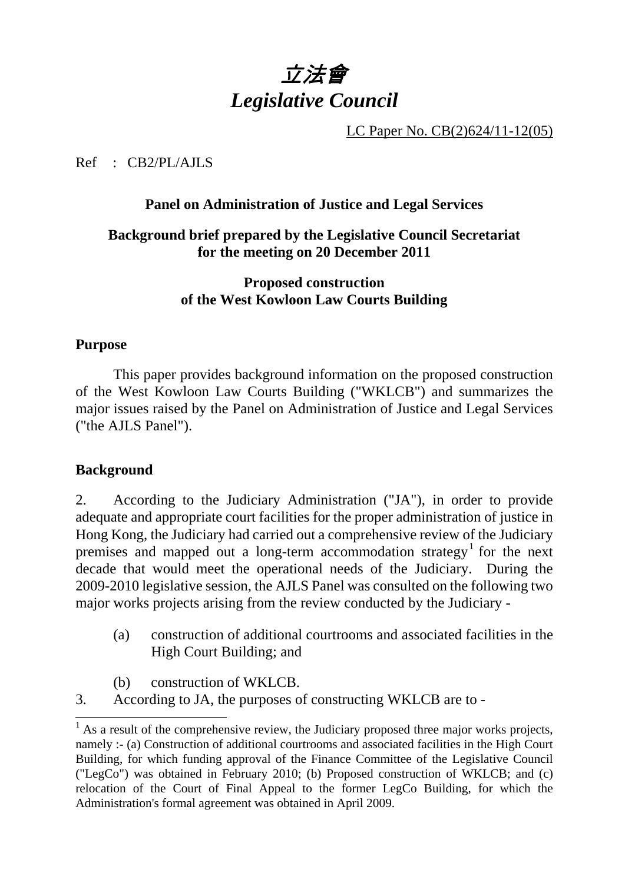# *立法會*
# *Legislative Council*

LC Paper No. CB(2)624/11-12(05)

Ref : CB2/PL/AJLS

**Panel on Administration of Justice and Legal Services**

**Background brief prepared by the Legislative Council Secretariat for the meeting on 20 December 2011**

**Proposed construction of the West Kowloon Law Courts Building**

## Purpose

This paper provides background information on the proposed construction of the West Kowloon Law Courts Building ("WKLCB") and summarizes the major issues raised by the Panel on Administration of Justice and Legal Services ("the AJLS Panel").

## Background

2. According to the Judiciary Administration ("JA"), in order to provide adequate and appropriate court facilities for the proper administration of justice in Hong Kong, the Judiciary had carried out a comprehensive review of the Judiciary premises and mapped out a long-term accommodation strategy[1] for the next decade that would meet the operational needs of the Judiciary. During the 2009-2010 legislative session, the AJLS Panel was consulted on the following two major works projects arising from the review conducted by the Judiciary -

(a) construction of additional courtrooms and associated facilities in the High Court Building; and

(b) construction of WKLCB.

3. According to JA, the purposes of constructing WKLCB are to -

[1] As a result of the comprehensive review, the Judiciary proposed three major works projects, namely :- (a) Construction of additional courtrooms and associated facilities in the High Court Building, for which funding approval of the Finance Committee of the Legislative Council ("LegCo") was obtained in February 2010; (b) Proposed construction of WKLCB; and (c) relocation of the Court of Final Appeal to the former LegCo Building, for which the Administration's formal agreement was obtained in April 2009.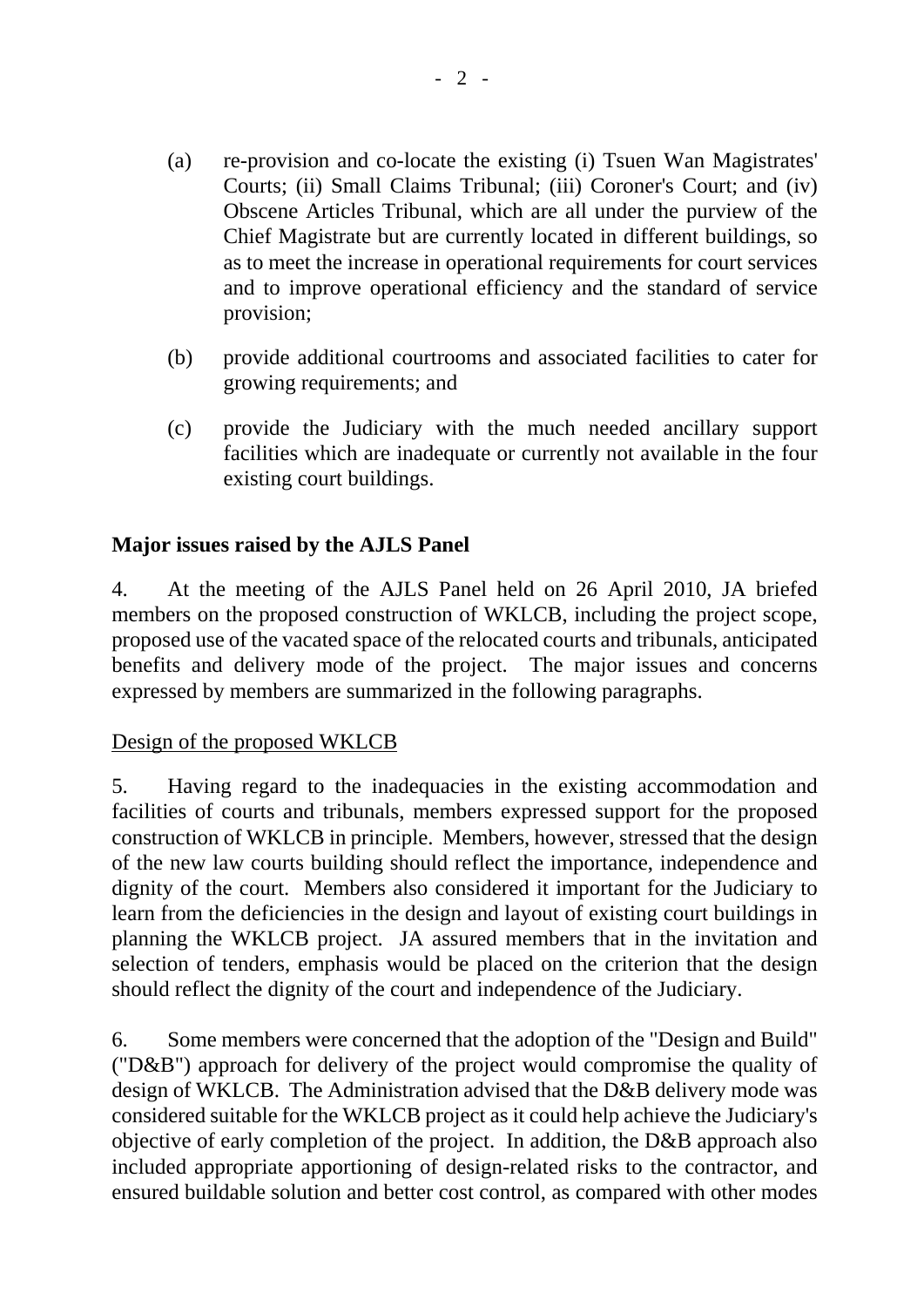(a) re-provision and co-locate the existing (i) Tsuen Wan Magistrates' Courts; (ii) Small Claims Tribunal; (iii) Coroner's Court; and (iv) Obscene Articles Tribunal, which are all under the purview of the Chief Magistrate but are currently located in different buildings, so as to meet the increase in operational requirements for court services and to improve operational efficiency and the standard of service provision;

(b) provide additional courtrooms and associated facilities to cater for growing requirements; and

(c) provide the Judiciary with the much needed ancillary support facilities which are inadequate or currently not available in the four existing court buildings.

**Major issues raised by the AJLS Panel**

4. At the meeting of the AJLS Panel held on 26 April 2010, JA briefed members on the proposed construction of WKLCB, including the project scope, proposed use of the vacated space of the relocated courts and tribunals, anticipated benefits and delivery mode of the project. The major issues and concerns expressed by members are summarized in the following paragraphs.

<u>Design of the proposed WKLCB</u>

5. Having regard to the inadequacies in the existing accommodation and facilities of courts and tribunals, members expressed support for the proposed construction of WKLCB in principle. Members, however, stressed that the design of the new law courts building should reflect the importance, independence and dignity of the court. Members also considered it important for the Judiciary to learn from the deficiencies in the design and layout of existing court buildings in planning the WKLCB project. JA assured members that in the invitation and selection of tenders, emphasis would be placed on the criterion that the design should reflect the dignity of the court and independence of the Judiciary.

6. Some members were concerned that the adoption of the "Design and Build" ("D&B") approach for delivery of the project would compromise the quality of design of WKLCB. The Administration advised that the D&B delivery mode was considered suitable for the WKLCB project as it could help achieve the Judiciary's objective of early completion of the project. In addition, the D&B approach also included appropriate apportioning of design-related risks to the contractor, and ensured buildable solution and better cost control, as compared with other modes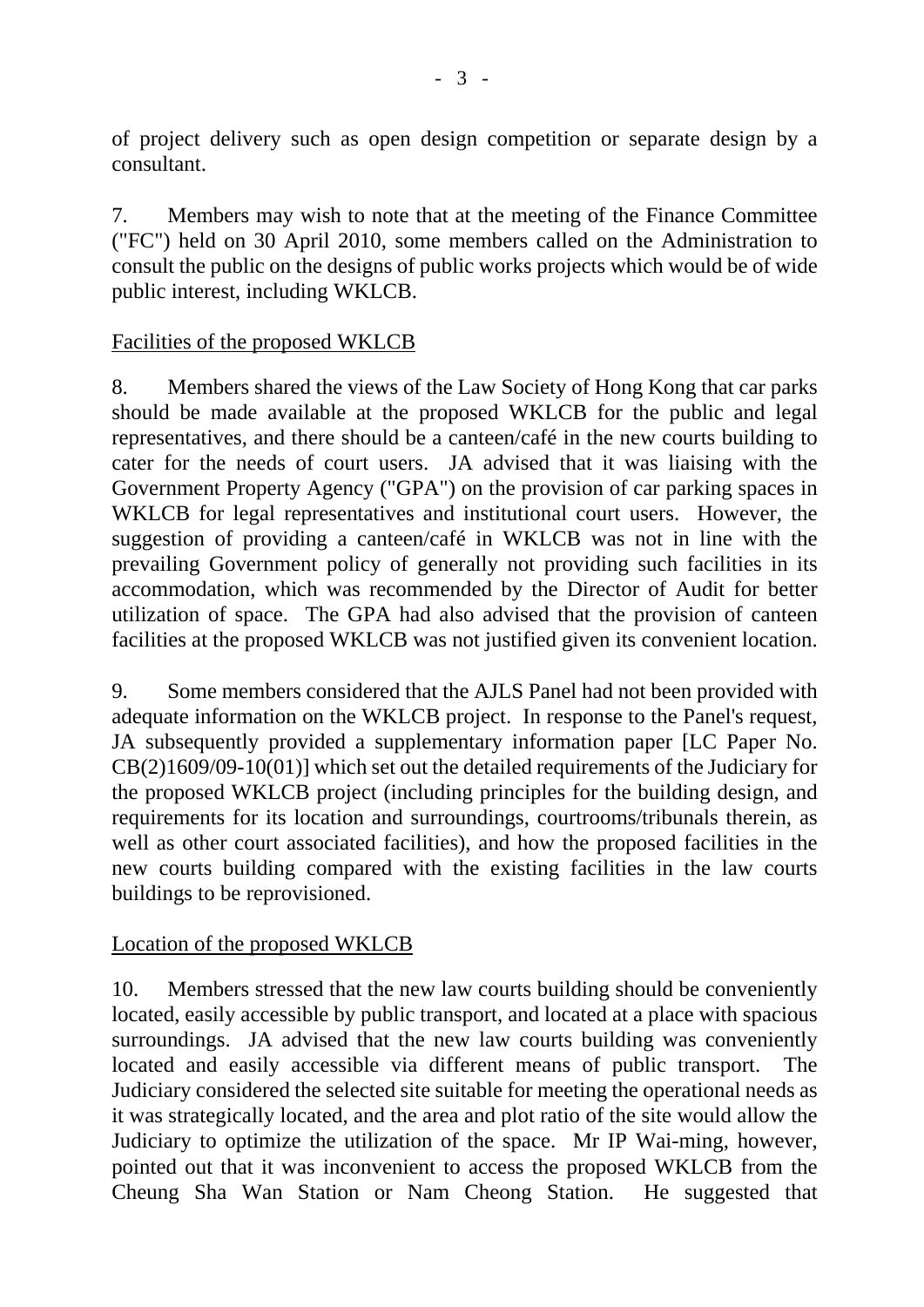of project delivery such as open design competition or separate design by a consultant.

7. Members may wish to note that at the meeting of the Finance Committee ("FC") held on 30 April 2010, some members called on the Administration to consult the public on the designs of public works projects which would be of wide public interest, including WKLCB.

<u>Facilities of the proposed WKLCB</u>

8. Members shared the views of the Law Society of Hong Kong that car parks should be made available at the proposed WKLCB for the public and legal representatives, and there should be a canteen/café in the new courts building to cater for the needs of court users. JA advised that it was liaising with the Government Property Agency ("GPA") on the provision of car parking spaces in WKLCB for legal representatives and institutional court users. However, the suggestion of providing a canteen/café in WKLCB was not in line with the prevailing Government policy of generally not providing such facilities in its accommodation, which was recommended by the Director of Audit for better utilization of space. The GPA had also advised that the provision of canteen facilities at the proposed WKLCB was not justified given its convenient location.

9. Some members considered that the AJLS Panel had not been provided with adequate information on the WKLCB project. In response to the Panel's request, JA subsequently provided a supplementary information paper [LC Paper No. CB(2)1609/09-10(01)] which set out the detailed requirements of the Judiciary for the proposed WKLCB project (including principles for the building design, and requirements for its location and surroundings, courtrooms/tribunals therein, as well as other court associated facilities), and how the proposed facilities in the new courts building compared with the existing facilities in the law courts buildings to be reprovisioned.

<u>Location of the proposed WKLCB</u>

10. Members stressed that the new law courts building should be conveniently located, easily accessible by public transport, and located at a place with spacious surroundings. JA advised that the new law courts building was conveniently located and easily accessible via different means of public transport. The Judiciary considered the selected site suitable for meeting the operational needs as it was strategically located, and the area and plot ratio of the site would allow the Judiciary to optimize the utilization of the space. Mr IP Wai-ming, however, pointed out that it was inconvenient to access the proposed WKLCB from the Cheung Sha Wan Station or Nam Cheong Station. He suggested that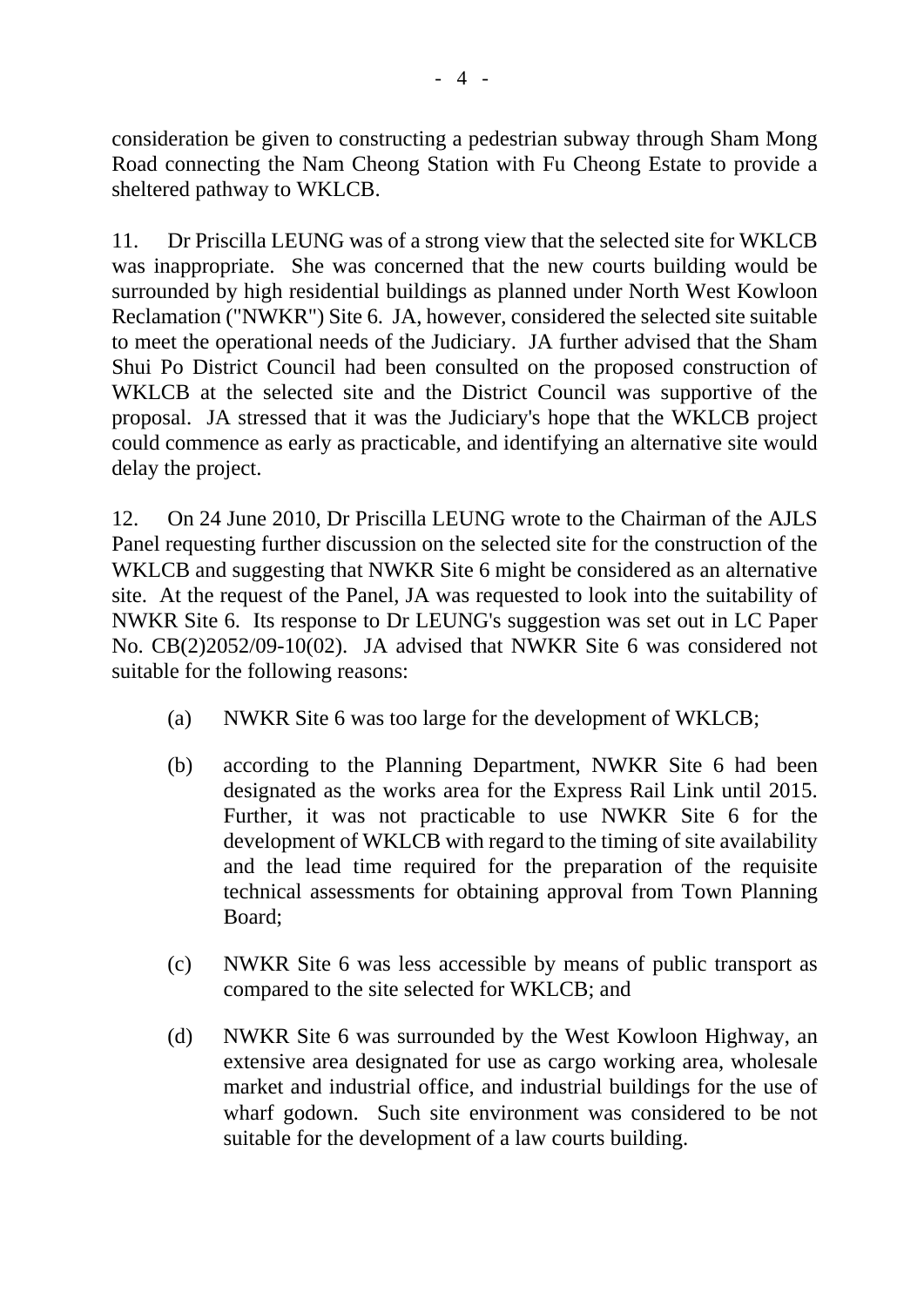consideration be given to constructing a pedestrian subway through Sham Mong Road connecting the Nam Cheong Station with Fu Cheong Estate to provide a sheltered pathway to WKLCB.

11. Dr Priscilla LEUNG was of a strong view that the selected site for WKLCB was inappropriate. She was concerned that the new courts building would be surrounded by high residential buildings as planned under North West Kowloon Reclamation ("NWKR") Site 6. JA, however, considered the selected site suitable to meet the operational needs of the Judiciary. JA further advised that the Sham Shui Po District Council had been consulted on the proposed construction of WKLCB at the selected site and the District Council was supportive of the proposal. JA stressed that it was the Judiciary's hope that the WKLCB project could commence as early as practicable, and identifying an alternative site would delay the project.

12. On 24 June 2010, Dr Priscilla LEUNG wrote to the Chairman of the AJLS Panel requesting further discussion on the selected site for the construction of the WKLCB and suggesting that NWKR Site 6 might be considered as an alternative site. At the request of the Panel, JA was requested to look into the suitability of NWKR Site 6. Its response to Dr LEUNG's suggestion was set out in LC Paper No. CB(2)2052/09-10(02). JA advised that NWKR Site 6 was considered not suitable for the following reasons:

(a) NWKR Site 6 was too large for the development of WKLCB;

(b) according to the Planning Department, NWKR Site 6 had been designated as the works area for the Express Rail Link until 2015. Further, it was not practicable to use NWKR Site 6 for the development of WKLCB with regard to the timing of site availability and the lead time required for the preparation of the requisite technical assessments for obtaining approval from Town Planning Board;

(c) NWKR Site 6 was less accessible by means of public transport as compared to the site selected for WKLCB; and

(d) NWKR Site 6 was surrounded by the West Kowloon Highway, an extensive area designated for use as cargo working area, wholesale market and industrial office, and industrial buildings for the use of wharf godown. Such site environment was considered to be not suitable for the development of a law courts building.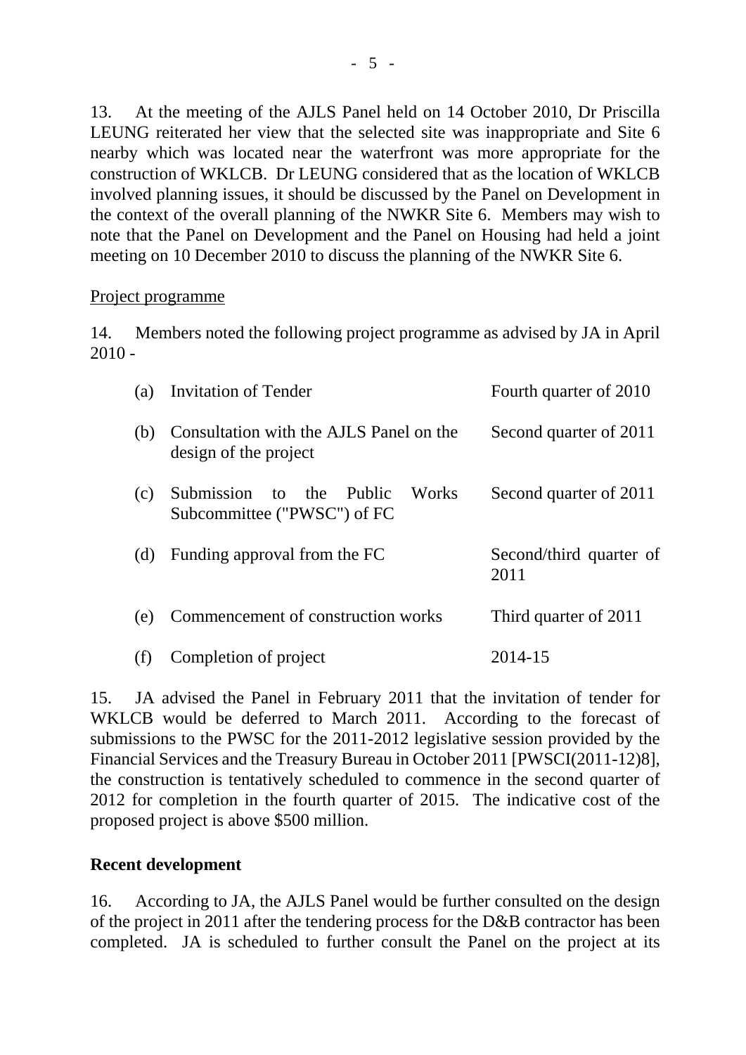13. At the meeting of the AJLS Panel held on 14 October 2010, Dr Priscilla LEUNG reiterated her view that the selected site was inappropriate and Site 6 nearby which was located near the waterfront was more appropriate for the construction of WKLCB. Dr LEUNG considered that as the location of WKLCB involved planning issues, it should be discussed by the Panel on Development in the context of the overall planning of the NWKR Site 6. Members may wish to note that the Panel on Development and the Panel on Housing had held a joint meeting on 10 December 2010 to discuss the planning of the NWKR Site 6.

<u>Project programme</u>

14. Members noted the following project programme as advised by JA in April 2010 -

| | | |
|---|---|---|
| (a) | Invitation of Tender | Fourth quarter of 2010 |
| (b) | Consultation with the AJLS Panel on the design of the project | Second quarter of 2011 |
| (c) | Submission to the Public Works Subcommittee ("PWSC") of FC | Second quarter of 2011 |
| (d) | Funding approval from the FC | Second/third quarter of 2011 |
| (e) | Commencement of construction works | Third quarter of 2011 |
| (f) | Completion of project | 2014-15 |

15. JA advised the Panel in February 2011 that the invitation of tender for WKLCB would be deferred to March 2011. According to the forecast of submissions to the PWSC for the 2011-2012 legislative session provided by the Financial Services and the Treasury Bureau in October 2011 [PWSCI(2011-12)8], the construction is tentatively scheduled to commence in the second quarter of 2012 for completion in the fourth quarter of 2015. The indicative cost of the proposed project is above $500 million.

**Recent development**

16. According to JA, the AJLS Panel would be further consulted on the design of the project in 2011 after the tendering process for the D&B contractor has been completed. JA is scheduled to further consult the Panel on the project at its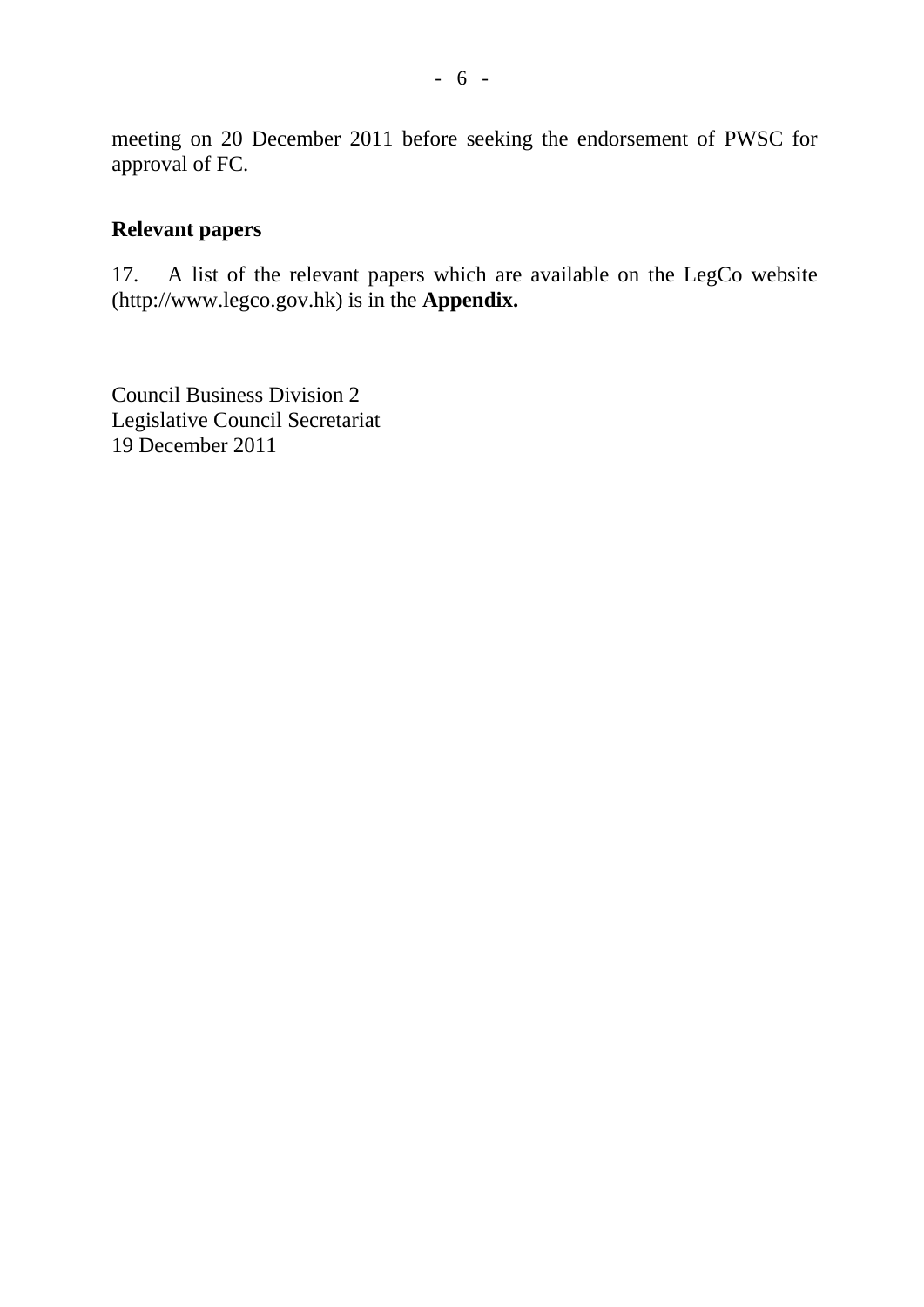meeting on 20 December 2011 before seeking the endorsement of PWSC for approval of FC.

## Relevant papers

17. A list of the relevant papers which are available on the LegCo website (http://www.legco.gov.hk) is in the **Appendix.**

Council Business Division 2
Legislative Council Secretariat
19 December 2011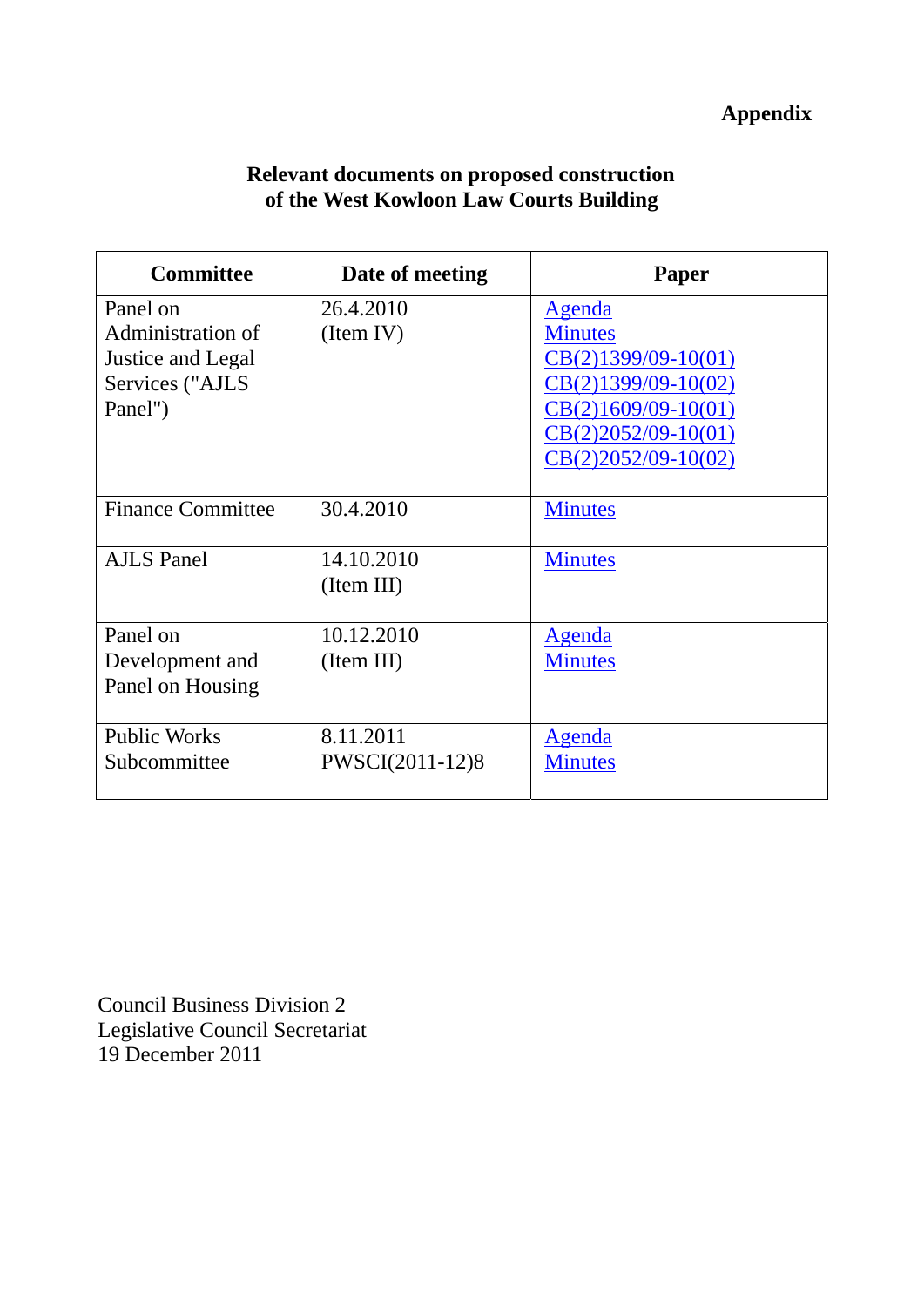**Appendix**

**Relevant documents on proposed construction of the West Kowloon Law Courts Building**

| Committee | Date of meeting | Paper |
|---|---|---|
| Panel on Administration of Justice and Legal Services ("AJLS Panel") | 26.4.2010 (Item IV) | Agenda<br>Minutes<br>CB(2)1399/09-10(01)<br>CB(2)1399/09-10(02)<br>CB(2)1609/09-10(01)<br>CB(2)2052/09-10(01)<br>CB(2)2052/09-10(02) |
| Finance Committee | 30.4.2010 | Minutes |
| AJLS Panel | 14.10.2010 (Item III) | Minutes |
| Panel on Development and Panel on Housing | 10.12.2010 (Item III) | Agenda<br>Minutes |
| Public Works Subcommittee | 8.11.2011 PWSCI(2011-12)8 | Agenda<br>Minutes |

Council Business Division 2
Legislative Council Secretariat
19 December 2011